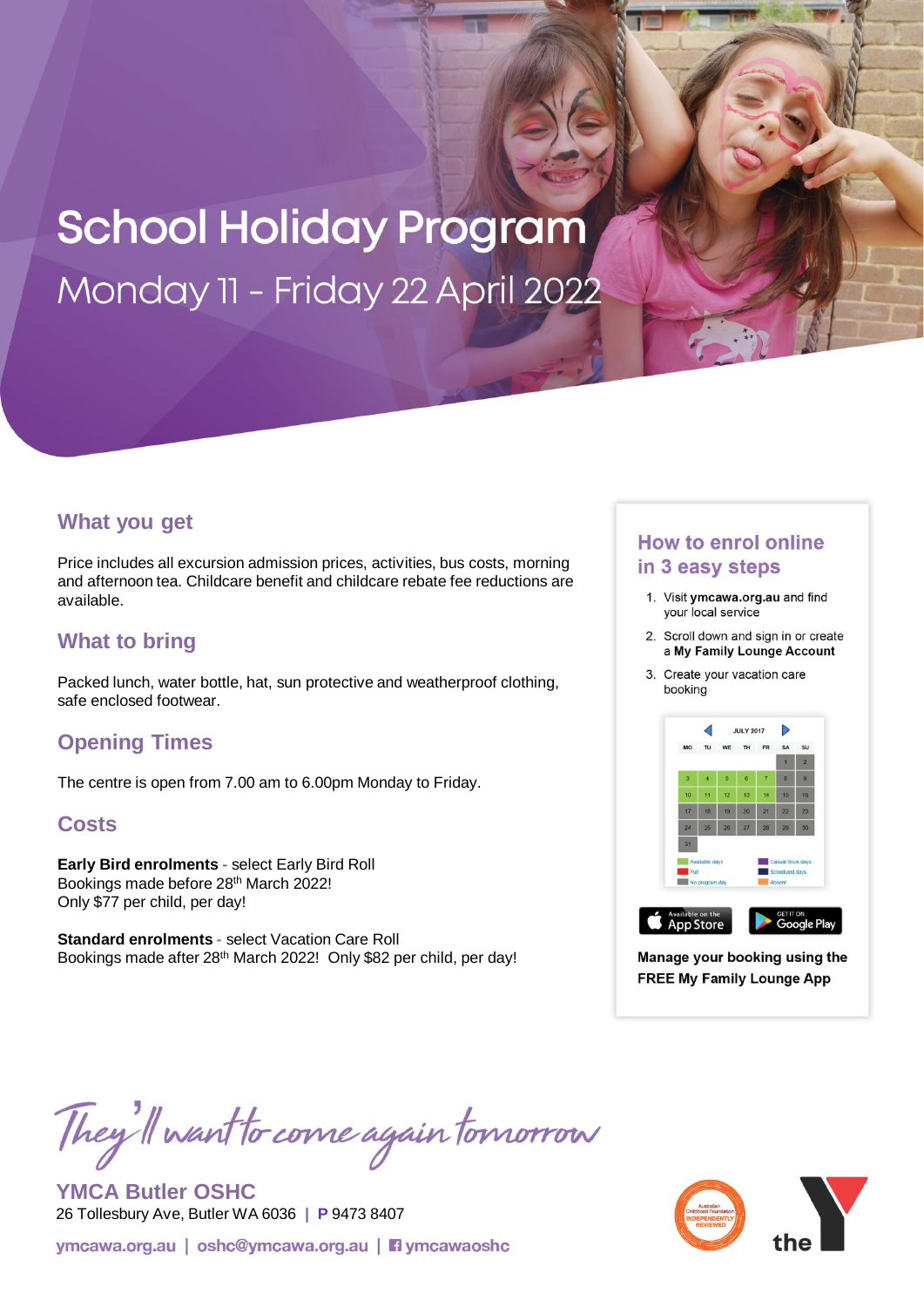# School Holiday Program

## Monday 11 - Friday 22 April 2022

## What you get

Price includes all excursion admission prices, activities, bus costs, morning and afternoon tea. Childcare benefit and childcare rebate fee reductions are available.

## What to bring

Packed lunch, water bottle, hat, sun protective and weatherproof clothing, safe enclosed footwear.

## Opening Times

The centre is open from 7.00 am to 6.00pm Monday to Friday.

## Costs

**Early Bird enrolments** - select Early Bird Roll
Bookings made before 28th March 2022!
Only $77 per child, per day!

**Standard enrolments** - select Vacation Care Roll
Bookings made after 28th March 2022! Only $82 per child, per day!

## How to enrol online in 3 easy steps

1. Visit **ymcawa.org.au** and find your local service
2. Scroll down and sign in or create a **My Family Lounge Account**
3. Create your vacation care booking

**Manage your booking using the FREE My Family Lounge App**

*They'll want to come again tomorrow*

**YMCA Butler OSHC**
26 Tollesbury Ave, Butler WA 6036 | **P** 9473 8407

ymcawa.org.au | oshc@ymcawa.org.au | ymcawaoshc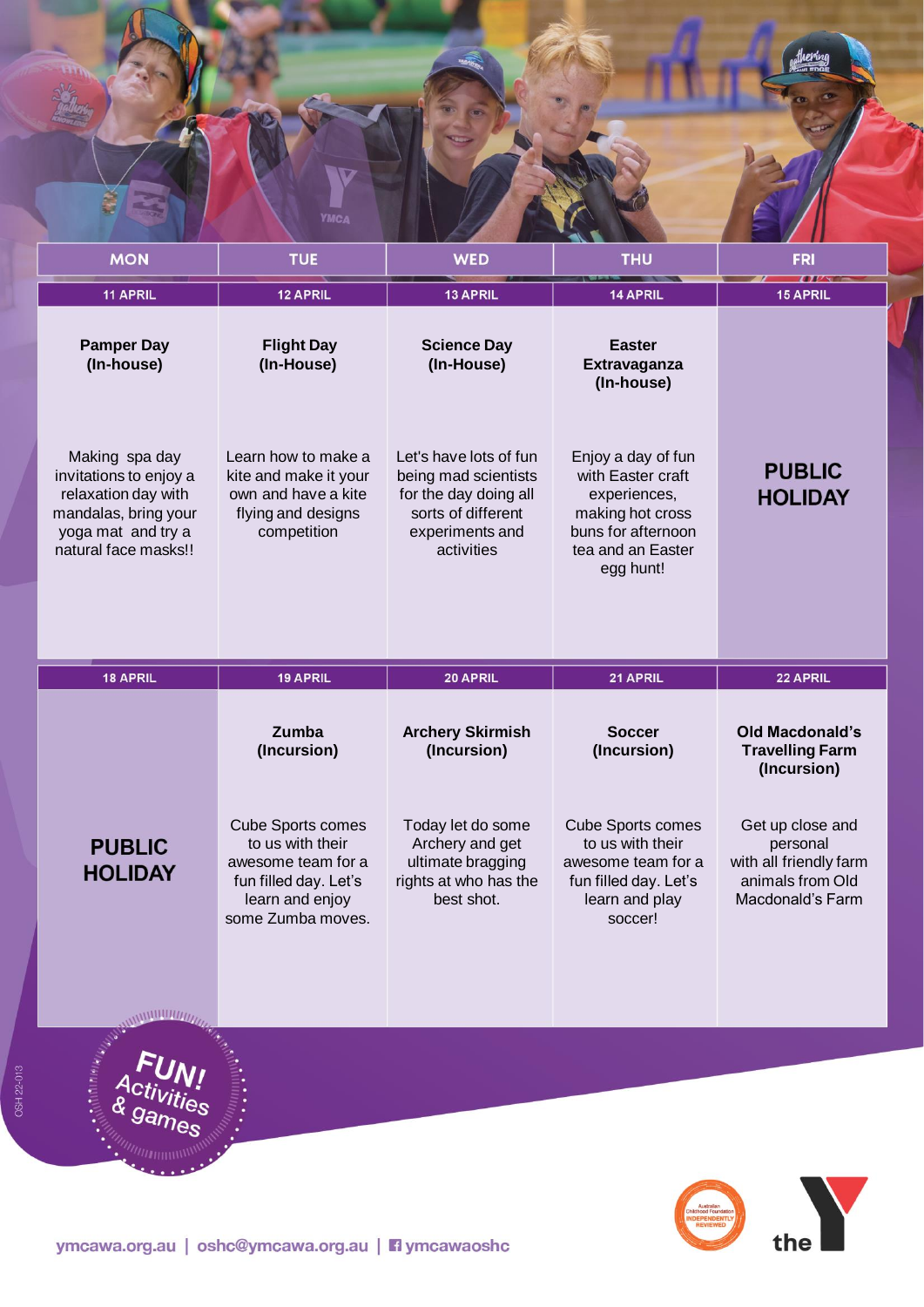| MON | TUE | WED | THU | FRI |
| --- | --- | --- | --- | --- |
| 11 APRIL | 12 APRIL | 13 APRIL | 14 APRIL | 15 APRIL |
| **Pamper Day (In-house)**<br><br>Making spa day invitations to enjoy a relaxation day with mandalas, bring your yoga mat and try a natural face masks!! | **Flight Day (In-House)**<br><br>Learn how to make a kite and make it your own and have a kite flying and designs competition | **Science Day (In-House)**<br><br>Let's have lots of fun being mad scientists for the day doing all sorts of different experiments and activities | **Easter Extravaganza (In-house)**<br><br>Enjoy a day of fun with Easter craft experiences, making hot cross buns for afternoon tea and an Easter egg hunt! | **PUBLIC HOLIDAY** |
| 18 APRIL | 19 APRIL | 20 APRIL | 21 APRIL | 22 APRIL |
| **PUBLIC HOLIDAY** | **Zumba (Incursion)**<br><br>Cube Sports comes to us with their awesome team for a fun filled day. Let's learn and enjoy some Zumba moves. | **Archery Skirmish (Incursion)**<br><br>Today let do some Archery and get ultimate bragging rights at who has the best shot. | **Soccer (Incursion)**<br><br>Cube Sports comes to us with their awesome team for a fun filled day. Let's learn and play soccer! | **Old Macdonald's Travelling Farm (Incursion)**<br><br>Get up close and personal with all friendly farm animals from Old Macdonald's Farm |

FUN! Activities & games

OSH 22-013

ymcawa.org.au | oshc@ymcawa.org.au | ymcawaoshc

Australian Childhood Foundation INDEPENDENTLY REVIEWED

the Y